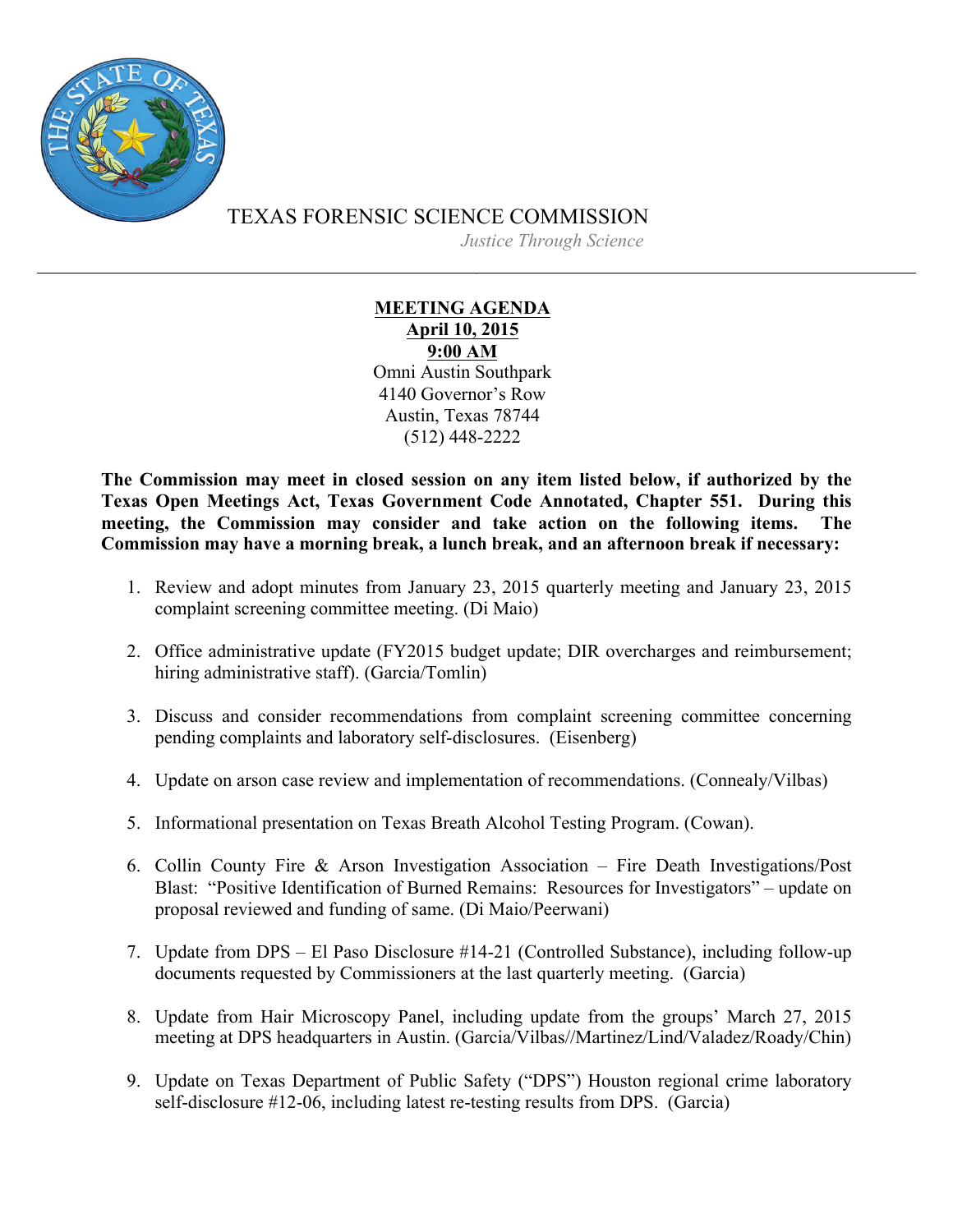TEXAS FORENSIC SCIENCE COMMISSION

*Justice Through Science*

---

**MEETING AGENDA**
**April 10, 2015**
**9:00 AM**
Omni Austin Southpark
4140 Governor's Row
Austin, Texas 78744
(512) 448-2222

**The Commission may meet in closed session on any item listed below, if authorized by the Texas Open Meetings Act, Texas Government Code Annotated, Chapter 551. During this meeting, the Commission may consider and take action on the following items. The Commission may have a morning break, a lunch break, and an afternoon break if necessary:**

1. Review and adopt minutes from January 23, 2015 quarterly meeting and January 23, 2015 complaint screening committee meeting. (Di Maio)

2. Office administrative update (FY2015 budget update; DIR overcharges and reimbursement; hiring administrative staff). (Garcia/Tomlin)

3. Discuss and consider recommendations from complaint screening committee concerning pending complaints and laboratory self-disclosures. (Eisenberg)

4. Update on arson case review and implementation of recommendations. (Connealy/Vilbas)

5. Informational presentation on Texas Breath Alcohol Testing Program. (Cowan).

6. Collin County Fire & Arson Investigation Association – Fire Death Investigations/Post Blast: "Positive Identification of Burned Remains: Resources for Investigators" – update on proposal reviewed and funding of same. (Di Maio/Peerwani)

7. Update from DPS – El Paso Disclosure #14-21 (Controlled Substance), including follow-up documents requested by Commissioners at the last quarterly meeting. (Garcia)

8. Update from Hair Microscopy Panel, including update from the groups' March 27, 2015 meeting at DPS headquarters in Austin. (Garcia/Vilbas//Martinez/Lind/Valadez/Roady/Chin)

9. Update on Texas Department of Public Safety ("DPS") Houston regional crime laboratory self-disclosure #12-06, including latest re-testing results from DPS. (Garcia)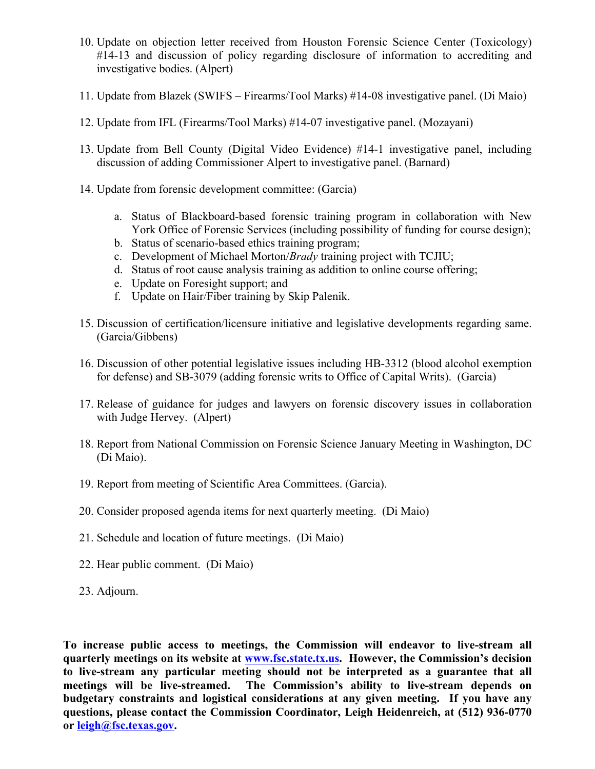10. Update on objection letter received from Houston Forensic Science Center (Toxicology) #14-13 and discussion of policy regarding disclosure of information to accrediting and investigative bodies. (Alpert)

11. Update from Blazek (SWIFS – Firearms/Tool Marks) #14-08 investigative panel. (Di Maio)

12. Update from IFL (Firearms/Tool Marks) #14-07 investigative panel. (Mozayani)

13. Update from Bell County (Digital Video Evidence) #14-1 investigative panel, including discussion of adding Commissioner Alpert to investigative panel. (Barnard)

14. Update from forensic development committee: (Garcia)

    a. Status of Blackboard-based forensic training program in collaboration with New York Office of Forensic Services (including possibility of funding for course design);
    b. Status of scenario-based ethics training program;
    c. Development of Michael Morton/*Brady* training project with TCJIU;
    d. Status of root cause analysis training as addition to online course offering;
    e. Update on Foresight support; and
    f. Update on Hair/Fiber training by Skip Palenik.

15. Discussion of certification/licensure initiative and legislative developments regarding same. (Garcia/Gibbens)

16. Discussion of other potential legislative issues including HB-3312 (blood alcohol exemption for defense) and SB-3079 (adding forensic writs to Office of Capital Writs). (Garcia)

17. Release of guidance for judges and lawyers on forensic discovery issues in collaboration with Judge Hervey. (Alpert)

18. Report from National Commission on Forensic Science January Meeting in Washington, DC (Di Maio).

19. Report from meeting of Scientific Area Committees. (Garcia).

20. Consider proposed agenda items for next quarterly meeting. (Di Maio)

21. Schedule and location of future meetings. (Di Maio)

22. Hear public comment. (Di Maio)

23. Adjourn.

**To increase public access to meetings, the Commission will endeavor to live-stream all quarterly meetings on its website at [www.fsc.state.tx.us](www.fsc.state.tx.us). However, the Commission's decision to live-stream any particular meeting should not be interpreted as a guarantee that all meetings will be live-streamed. The Commission's ability to live-stream depends on budgetary constraints and logistical considerations at any given meeting. If you have any questions, please contact the Commission Coordinator, Leigh Heidenreich, at (512) 936-0770 or [leigh@fsc.texas.gov](mailto:leigh@fsc.texas.gov).**